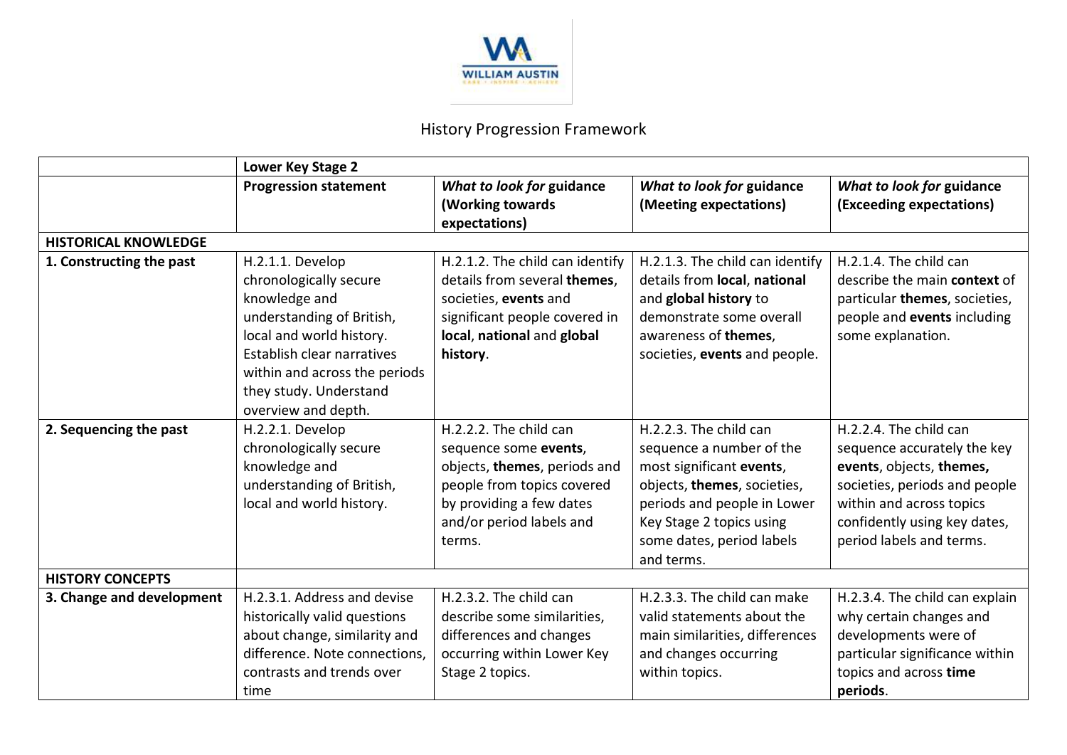# History Progression Framework

| | Lower Key Stage 2 | | | |
|---|---|---|---|---|
| | **Progression statement** | ***What to look for* guidance (Working towards expectations)** | ***What to look for* guidance (Meeting expectations)** | ***What to look for* guidance (Exceeding expectations)** |
| **HISTORICAL KNOWLEDGE** | | | | |
| **1. Constructing the past** | H.2.1.1. Develop chronologically secure knowledge and understanding of British, local and world history. Establish clear narratives within and across the periods they study. Understand overview and depth. | H.2.1.2. The child can identify details from several **themes**, societies, **events** and significant people covered in **local**, **national** and **global history**. | H.2.1.3. The child can identify details from **local**, **national** and **global history** to demonstrate some overall awareness of **themes**, societies, **events** and people. | H.2.1.4. The child can describe the main **context** of particular **themes**, societies, people and **events** including some explanation. |
| **2. Sequencing the past** | H.2.2.1. Develop chronologically secure knowledge and understanding of British, local and world history. | H.2.2.2. The child can sequence some **events**, objects, **themes**, periods and people from topics covered by providing a few dates and/or period labels and terms. | H.2.2.3. The child can sequence a number of the most significant **events**, objects, **themes**, societies, periods and people in Lower Key Stage 2 topics using some dates, period labels and terms. | H.2.2.4. The child can sequence accurately the key **events**, objects, **themes,** societies, periods and people within and across topics confidently using key dates, period labels and terms. |
| **HISTORY CONCEPTS** | | | | |
| **3. Change and development** | H.2.3.1. Address and devise historically valid questions about change, similarity and difference. Note connections, contrasts and trends over time | H.2.3.2. The child can describe some similarities, differences and changes occurring within Lower Key Stage 2 topics. | H.2.3.3. The child can make valid statements about the main similarities, differences and changes occurring within topics. | H.2.3.4. The child can explain why certain changes and developments were of particular significance within topics and across **time periods**. |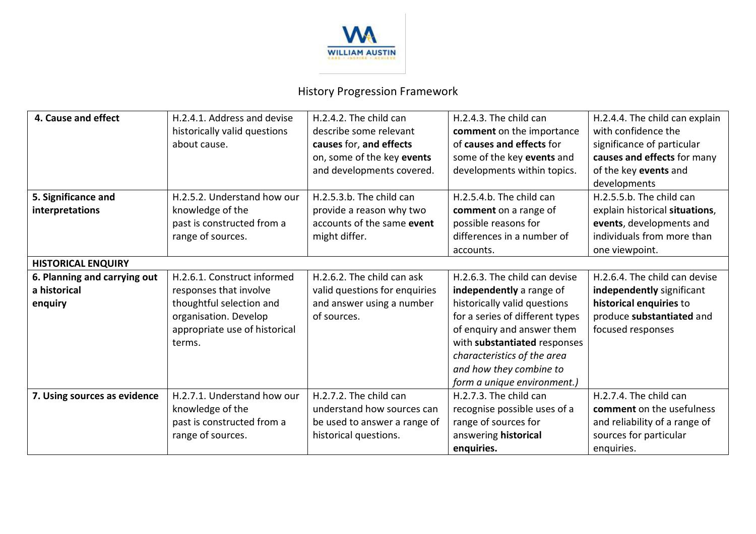# History Progression Framework

| | | | | |
|---|---|---|---|---|
| **4. Cause and effect** | H.2.4.1. Address and devise historically valid questions about cause. | H.2.4.2. The child can describe some relevant **causes** for, **and effects** on, some of the key **events** and developments covered. | H.2.4.3. The child can **comment** on the importance of **causes and effects** for some of the key **events** and developments within topics. | H.2.4.4. The child can explain with confidence the significance of particular **causes and effects** for many of the key **events** and developments |
| **5. Significance and interpretations** | H.2.5.2. Understand how our knowledge of the past is constructed from a range of sources. | H.2.5.3.b. The child can provide a reason why two accounts of the same **event** might differ. | H.2.5.4.b. The child can **comment** on a range of possible reasons for differences in a number of accounts. | H.2.5.5.b. The child can explain historical **situations**, **events**, developments and individuals from more than one viewpoint. |
| **HISTORICAL ENQUIRY** | | | | |
| **6. Planning and carrying out a historical enquiry** | H.2.6.1. Construct informed responses that involve thoughtful selection and organisation. Develop appropriate use of historical terms. | H.2.6.2. The child can ask valid questions for enquiries and answer using a number of sources. | H.2.6.3. The child can devise **independently** a range of historically valid questions for a series of different types of enquiry and answer them with **substantiated** responses *characteristics of the area and how they combine to form a unique environment.)* | H.2.6.4. The child can devise **independently** significant **historical enquiries** to produce **substantiated** and focused responses |
| **7. Using sources as evidence** | H.2.7.1. Understand how our knowledge of the past is constructed from a range of sources. | H.2.7.2. The child can understand how sources can be used to answer a range of historical questions. | H.2.7.3. The child can recognise possible uses of a range of sources for answering **historical enquiries.** | H.2.7.4. The child can **comment** on the usefulness and reliability of a range of sources for particular enquiries. |